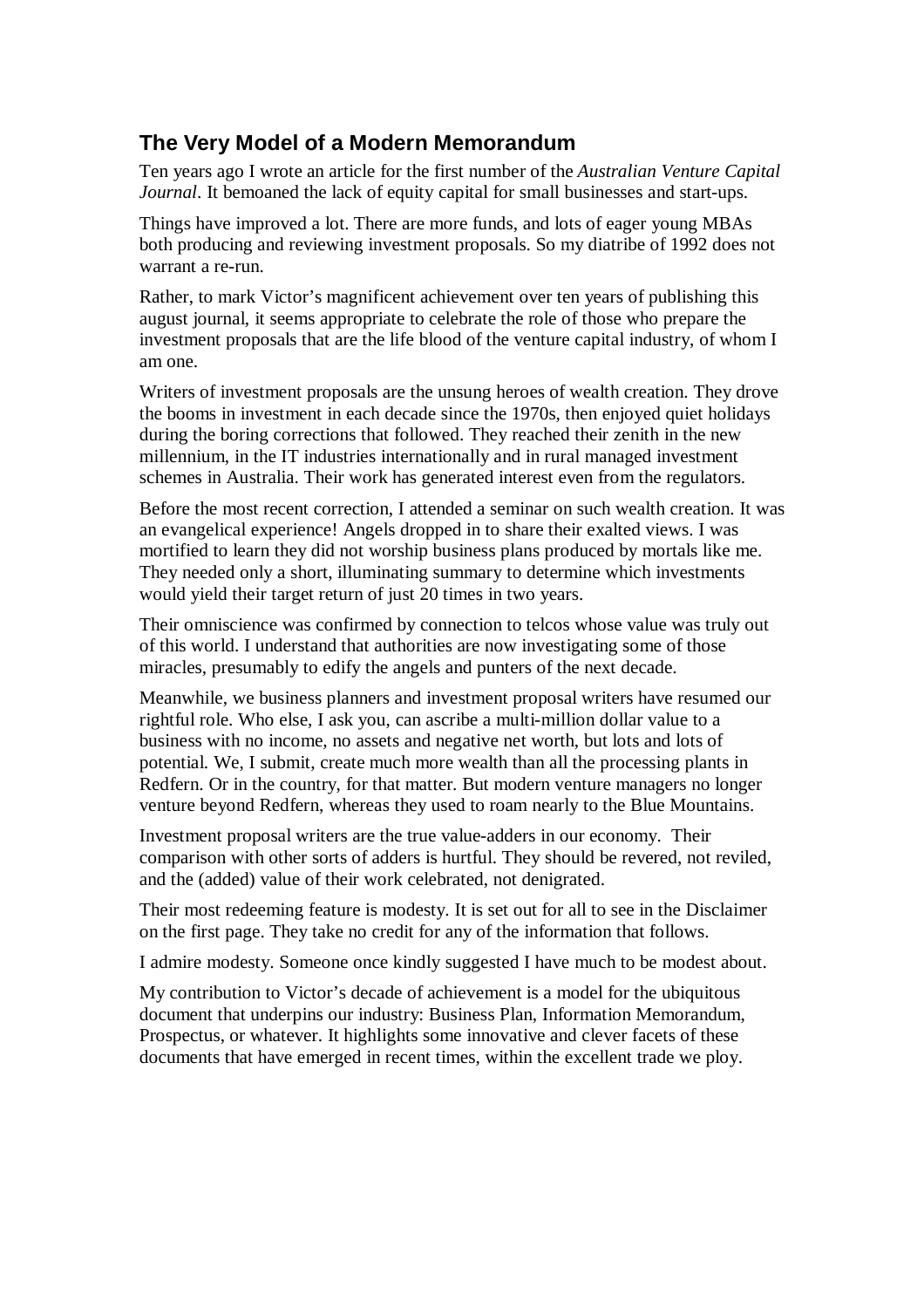## The Very Model of a Modern Memorandum

Ten years ago I wrote an article for the first number of the *Australian Venture Capital Journal*. It bemoaned the lack of equity capital for small businesses and start-ups.

Things have improved a lot. There are more funds, and lots of eager young MBAs both producing and reviewing investment proposals. So my diatribe of 1992 does not warrant a re-run.

Rather, to mark Victor's magnificent achievement over ten years of publishing this august journal, it seems appropriate to celebrate the role of those who prepare the investment proposals that are the life blood of the venture capital industry, of whom I am one.

Writers of investment proposals are the unsung heroes of wealth creation. They drove the booms in investment in each decade since the 1970s, then enjoyed quiet holidays during the boring corrections that followed. They reached their zenith in the new millennium, in the IT industries internationally and in rural managed investment schemes in Australia. Their work has generated interest even from the regulators.

Before the most recent correction, I attended a seminar on such wealth creation. It was an evangelical experience! Angels dropped in to share their exalted views. I was mortified to learn they did not worship business plans produced by mortals like me. They needed only a short, illuminating summary to determine which investments would yield their target return of just 20 times in two years.

Their omniscience was confirmed by connection to telcos whose value was truly out of this world. I understand that authorities are now investigating some of those miracles, presumably to edify the angels and punters of the next decade.

Meanwhile, we business planners and investment proposal writers have resumed our rightful role. Who else, I ask you, can ascribe a multi-million dollar value to a business with no income, no assets and negative net worth, but lots and lots of potential. We, I submit, create much more wealth than all the processing plants in Redfern. Or in the country, for that matter. But modern venture managers no longer venture beyond Redfern, whereas they used to roam nearly to the Blue Mountains.

Investment proposal writers are the true value-adders in our economy. Their comparison with other sorts of adders is hurtful. They should be revered, not reviled, and the (added) value of their work celebrated, not denigrated.

Their most redeeming feature is modesty. It is set out for all to see in the Disclaimer on the first page. They take no credit for any of the information that follows.

I admire modesty. Someone once kindly suggested I have much to be modest about.

My contribution to Victor's decade of achievement is a model for the ubiquitous document that underpins our industry: Business Plan, Information Memorandum, Prospectus, or whatever. It highlights some innovative and clever facets of these documents that have emerged in recent times, within the excellent trade we ploy.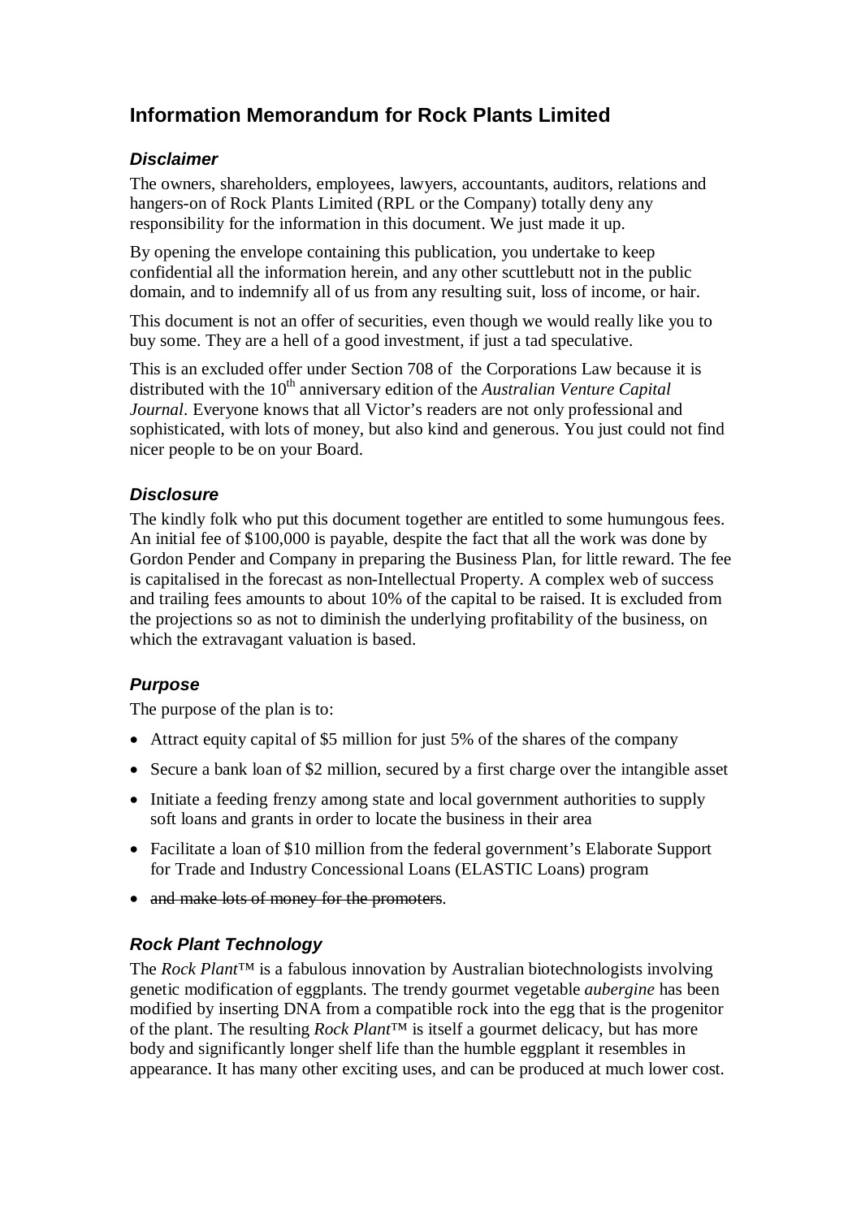# Information Memorandum for Rock Plants Limited

## *Disclaimer*

The owners, shareholders, employees, lawyers, accountants, auditors, relations and hangers-on of Rock Plants Limited (RPL or the Company) totally deny any responsibility for the information in this document. We just made it up.

By opening the envelope containing this publication, you undertake to keep confidential all the information herein, and any other scuttlebutt not in the public domain, and to indemnify all of us from any resulting suit, loss of income, or hair.

This document is not an offer of securities, even though we would really like you to buy some. They are a hell of a good investment, if just a tad speculative.

This is an excluded offer under Section 708 of the Corporations Law because it is distributed with the 10th anniversary edition of the *Australian Venture Capital Journal*. Everyone knows that all Victor's readers are not only professional and sophisticated, with lots of money, but also kind and generous. You just could not find nicer people to be on your Board.

## *Disclosure*

The kindly folk who put this document together are entitled to some humungous fees. An initial fee of $100,000 is payable, despite the fact that all the work was done by Gordon Pender and Company in preparing the Business Plan, for little reward. The fee is capitalised in the forecast as non-Intellectual Property. A complex web of success and trailing fees amounts to about 10% of the capital to be raised. It is excluded from the projections so as not to diminish the underlying profitability of the business, on which the extravagant valuation is based.

## *Purpose*

The purpose of the plan is to:

- Attract equity capital of $5 million for just 5% of the shares of the company
- Secure a bank loan of $2 million, secured by a first charge over the intangible asset
- Initiate a feeding frenzy among state and local government authorities to supply soft loans and grants in order to locate the business in their area
- Facilitate a loan of $10 million from the federal government's Elaborate Support for Trade and Industry Concessional Loans (ELASTIC Loans) program
- ~~and make lots of money for the promoters~~.

## *Rock Plant Technology*

The *Rock Plant*™ is a fabulous innovation by Australian biotechnologists involving genetic modification of eggplants. The trendy gourmet vegetable *aubergine* has been modified by inserting DNA from a compatible rock into the egg that is the progenitor of the plant. The resulting *Rock Plant*™ is itself a gourmet delicacy, but has more body and significantly longer shelf life than the humble eggplant it resembles in appearance. It has many other exciting uses, and can be produced at much lower cost.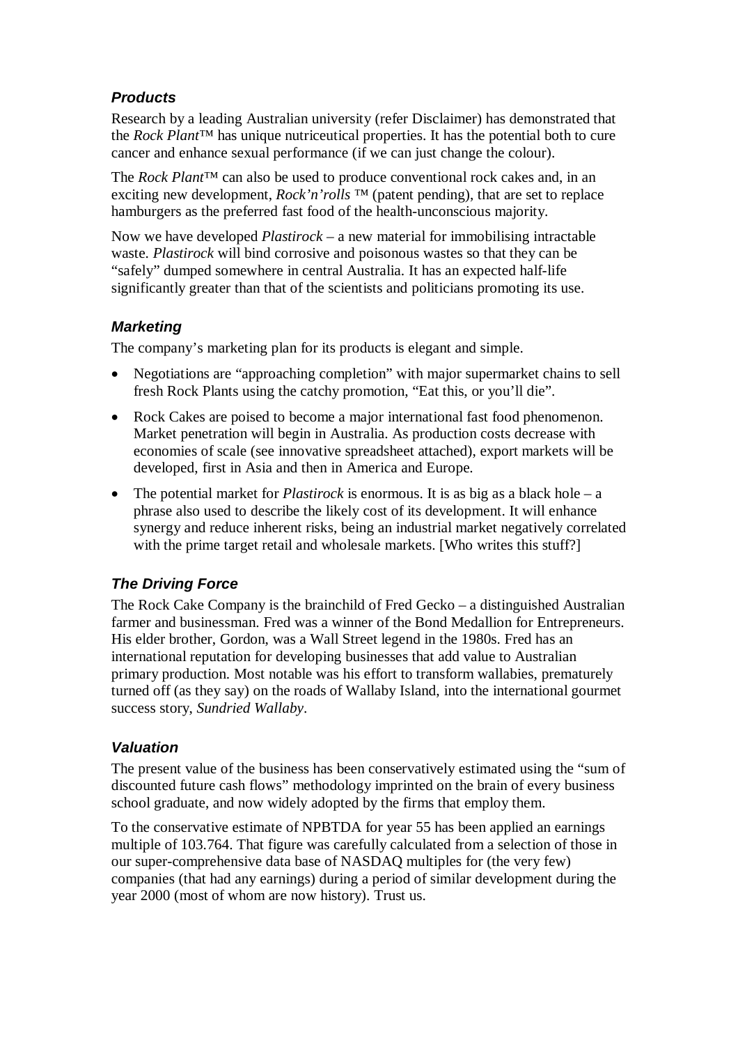### *Products*

Research by a leading Australian university (refer Disclaimer) has demonstrated that the *Rock Plant*™ has unique nutriceutical properties. It has the potential both to cure cancer and enhance sexual performance (if we can just change the colour).

The *Rock Plant*™ can also be used to produce conventional rock cakes and, in an exciting new development, *Rock'n'rolls* ™ (patent pending), that are set to replace hamburgers as the preferred fast food of the health-unconscious majority.

Now we have developed *Plastirock* – a new material for immobilising intractable waste. *Plastirock* will bind corrosive and poisonous wastes so that they can be "safely" dumped somewhere in central Australia. It has an expected half-life significantly greater than that of the scientists and politicians promoting its use.

### *Marketing*

The company's marketing plan for its products is elegant and simple.

- Negotiations are "approaching completion" with major supermarket chains to sell fresh Rock Plants using the catchy promotion, "Eat this, or you'll die".
- Rock Cakes are poised to become a major international fast food phenomenon. Market penetration will begin in Australia. As production costs decrease with economies of scale (see innovative spreadsheet attached), export markets will be developed, first in Asia and then in America and Europe.
- The potential market for *Plastirock* is enormous. It is as big as a black hole – a phrase also used to describe the likely cost of its development. It will enhance synergy and reduce inherent risks, being an industrial market negatively correlated with the prime target retail and wholesale markets. [Who writes this stuff?]

### *The Driving Force*

The Rock Cake Company is the brainchild of Fred Gecko – a distinguished Australian farmer and businessman. Fred was a winner of the Bond Medallion for Entrepreneurs. His elder brother, Gordon, was a Wall Street legend in the 1980s. Fred has an international reputation for developing businesses that add value to Australian primary production. Most notable was his effort to transform wallabies, prematurely turned off (as they say) on the roads of Wallaby Island, into the international gourmet success story, *Sundried Wallaby*.

### *Valuation*

The present value of the business has been conservatively estimated using the "sum of discounted future cash flows" methodology imprinted on the brain of every business school graduate, and now widely adopted by the firms that employ them.

To the conservative estimate of NPBTDA for year 55 has been applied an earnings multiple of 103.764. That figure was carefully calculated from a selection of those in our super-comprehensive data base of NASDAQ multiples for (the very few) companies (that had any earnings) during a period of similar development during the year 2000 (most of whom are now history). Trust us.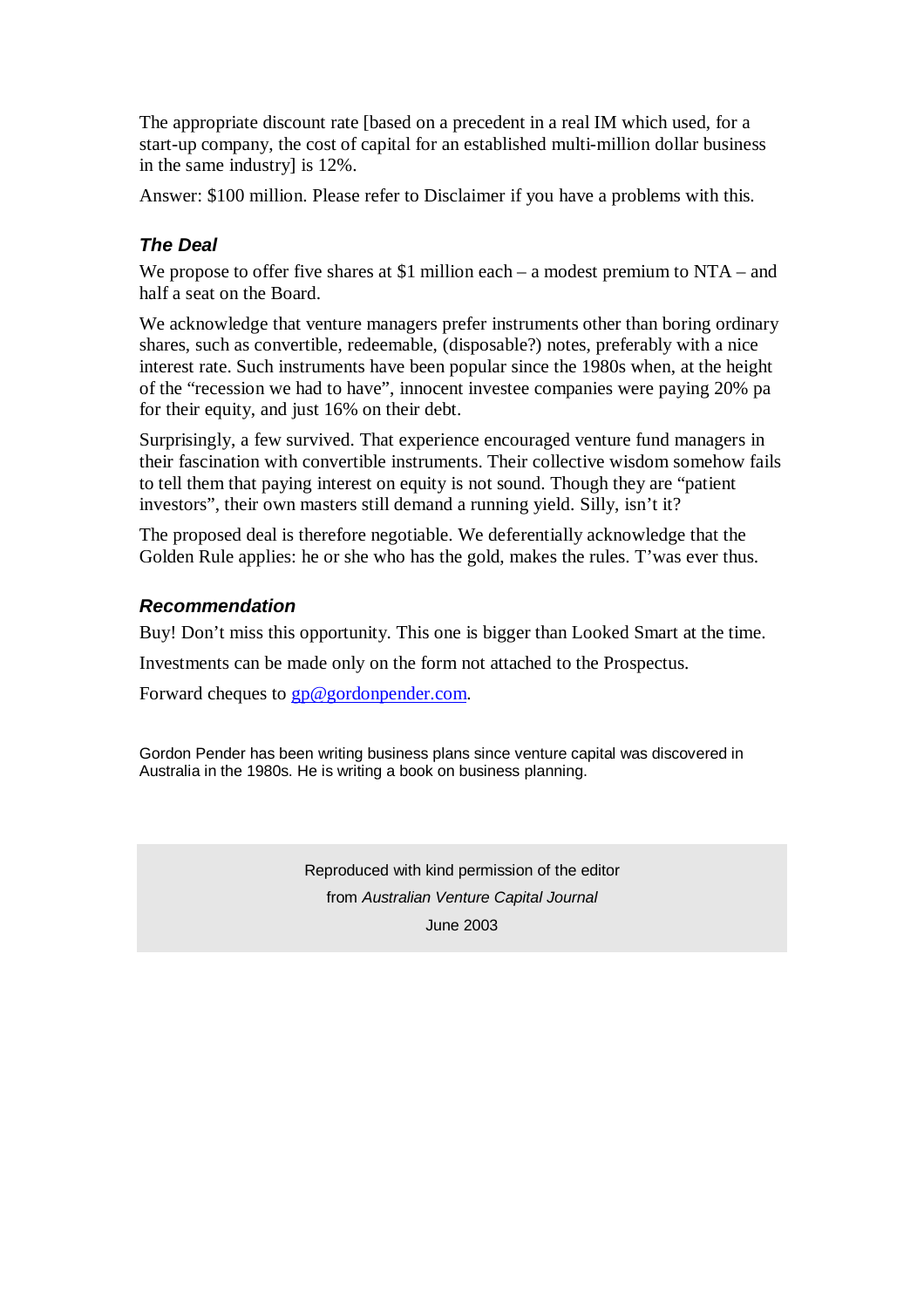The appropriate discount rate [based on a precedent in a real IM which used, for a start-up company, the cost of capital for an established multi-million dollar business in the same industry] is 12%.

Answer: $100 million. Please refer to Disclaimer if you have a problems with this.

### *The Deal*

We propose to offer five shares at $1 million each – a modest premium to NTA – and half a seat on the Board.

We acknowledge that venture managers prefer instruments other than boring ordinary shares, such as convertible, redeemable, (disposable?) notes, preferably with a nice interest rate. Such instruments have been popular since the 1980s when, at the height of the "recession we had to have", innocent investee companies were paying 20% pa for their equity, and just 16% on their debt.

Surprisingly, a few survived. That experience encouraged venture fund managers in their fascination with convertible instruments. Their collective wisdom somehow fails to tell them that paying interest on equity is not sound. Though they are "patient investors", their own masters still demand a running yield. Silly, isn't it?

The proposed deal is therefore negotiable. We deferentially acknowledge that the Golden Rule applies: he or she who has the gold, makes the rules. T'was ever thus.

### *Recommendation*

Buy! Don't miss this opportunity. This one is bigger than Looked Smart at the time.

Investments can be made only on the form not attached to the Prospectus.

Forward cheques to gp@gordonpender.com.

Gordon Pender has been writing business plans since venture capital was discovered in Australia in the 1980s. He is writing a book on business planning.

Reproduced with kind permission of the editor
from *Australian Venture Capital Journal*
June 2003